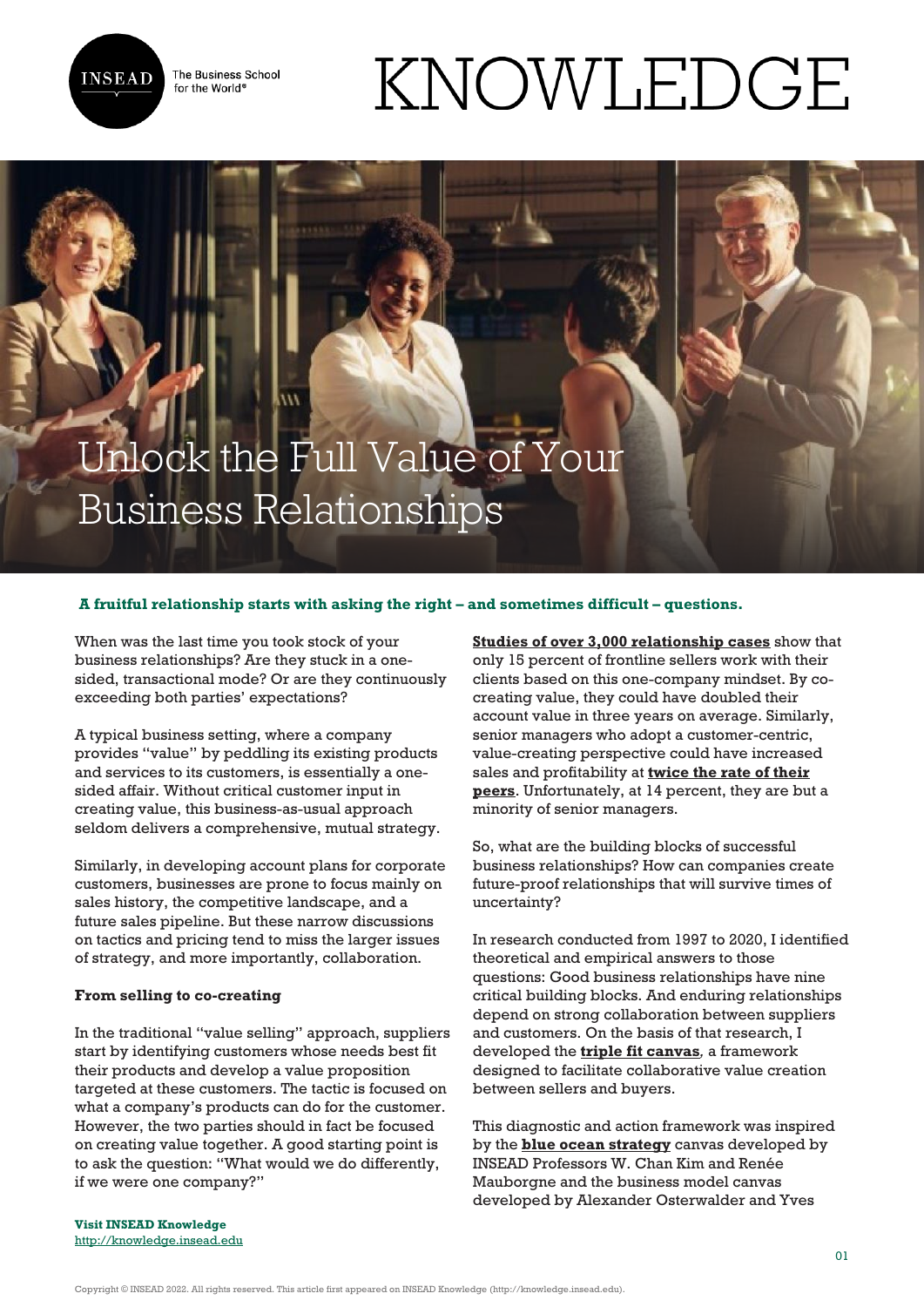# Unlock the Full Value of Your Business Relationships

**A fruitful relationship starts with asking the right – and sometimes difficult – questions.**

When was the last time you took stock of your business relationships? Are they stuck in a one-sided, transactional mode? Or are they continuously exceeding both parties' expectations?

A typical business setting, where a company provides "value" by peddling its existing products and services to its customers, is essentially a one-sided affair. Without critical customer input in creating value, this business-as-usual approach seldom delivers a comprehensive, mutual strategy.

Similarly, in developing account plans for corporate customers, businesses are prone to focus mainly on sales history, the competitive landscape, and a future sales pipeline. But these narrow discussions on tactics and pricing tend to miss the larger issues of strategy, and more importantly, collaboration.

**From selling to co-creating**

In the traditional "value selling" approach, suppliers start by identifying customers whose needs best fit their products and develop a value proposition targeted at these customers. The tactic is focused on what a company's products can do for the customer. However, the two parties should in fact be focused on creating value together. A good starting point is to ask the question: "What would we do differently, if we were one company?"

**Studies of over 3,000 relationship cases** show that only 15 percent of frontline sellers work with their clients based on this one-company mindset. By co-creating value, they could have doubled their account value in three years on average. Similarly, senior managers who adopt a customer-centric, value-creating perspective could have increased sales and profitability at **twice the rate of their peers**. Unfortunately, at 14 percent, they are but a minority of senior managers.

So, what are the building blocks of successful business relationships? How can companies create future-proof relationships that will survive times of uncertainty?

In research conducted from 1997 to 2020, I identified theoretical and empirical answers to those questions: Good business relationships have nine critical building blocks. And enduring relationships depend on strong collaboration between suppliers and customers. On the basis of that research, I developed the **triple fit canvas**, a framework designed to facilitate collaborative value creation between sellers and buyers.

This diagnostic and action framework was inspired by the **blue ocean strategy** canvas developed by INSEAD Professors W. Chan Kim and Renée Mauborgne and the business model canvas developed by Alexander Osterwalder and Yves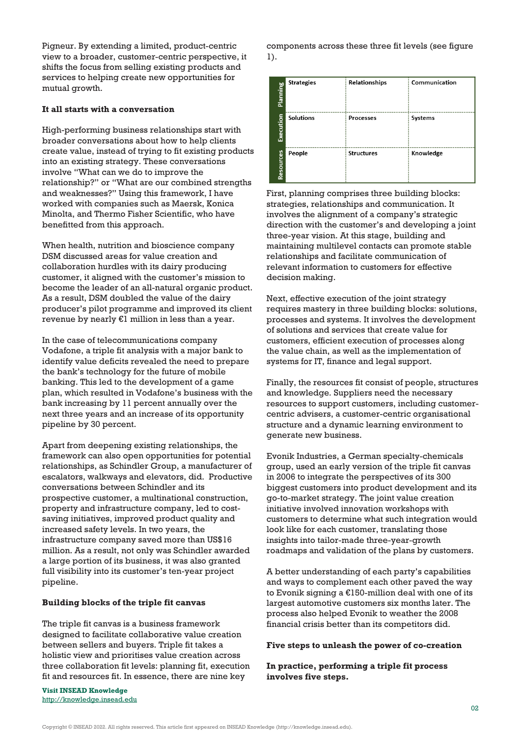Pigneur. By extending a limited, product-centric view to a broader, customer-centric perspective, it shifts the focus from selling existing products and services to helping create new opportunities for mutual growth.

**It all starts with a conversation**

High-performing business relationships start with broader conversations about how to help clients create value, instead of trying to fit existing products into an existing strategy. These conversations involve "What can we do to improve the relationship?" or "What are our combined strengths and weaknesses?" Using this framework, I have worked with companies such as Maersk, Konica Minolta, and Thermo Fisher Scientific, who have benefitted from this approach.

When health, nutrition and bioscience company DSM discussed areas for value creation and collaboration hurdles with its dairy producing customer, it aligned with the customer's mission to become the leader of an all-natural organic product. As a result, DSM doubled the value of the dairy producer's pilot programme and improved its client revenue by nearly €1 million in less than a year.

In the case of telecommunications company Vodafone, a triple fit analysis with a major bank to identify value deficits revealed the need to prepare the bank's technology for the future of mobile banking. This led to the development of a game plan, which resulted in Vodafone's business with the bank increasing by 11 percent annually over the next three years and an increase of its opportunity pipeline by 30 percent.

Apart from deepening existing relationships, the framework can also open opportunities for potential relationships, as Schindler Group, a manufacturer of escalators, walkways and elevators, did. Productive conversations between Schindler and its prospective customer, a multinational construction, property and infrastructure company, led to cost-saving initiatives, improved product quality and increased safety levels. In two years, the infrastructure company saved more than US$16 million. As a result, not only was Schindler awarded a large portion of its business, it was also granted full visibility into its customer's ten-year project pipeline.

**Building blocks of the triple fit canvas**

The triple fit canvas is a business framework designed to facilitate collaborative value creation between sellers and buyers. Triple fit takes a holistic view and prioritises value creation across three collaboration fit levels: planning fit, execution fit and resources fit. In essence, there are nine key components across these three fit levels (see figure 1).

| | | | |
|---|---|---|---|
| **Planning** | Strategies | Relationships | Communication |
| **Execution** | Solutions | Processes | Systems |
| **Resources** | People | Structures | Knowledge |

First, planning comprises three building blocks: strategies, relationships and communication. It involves the alignment of a company's strategic direction with the customer's and developing a joint three-year vision. At this stage, building and maintaining multilevel contacts can promote stable relationships and facilitate communication of relevant information to customers for effective decision making.

Next, effective execution of the joint strategy requires mastery in three building blocks: solutions, processes and systems. It involves the development of solutions and services that create value for customers, efficient execution of processes along the value chain, as well as the implementation of systems for IT, finance and legal support.

Finally, the resources fit consist of people, structures and knowledge. Suppliers need the necessary resources to support customers, including customer-centric advisers, a customer-centric organisational structure and a dynamic learning environment to generate new business.

Evonik Industries, a German specialty-chemicals group, used an early version of the triple fit canvas in 2006 to integrate the perspectives of its 300 biggest customers into product development and its go-to-market strategy. The joint value creation initiative involved innovation workshops with customers to determine what such integration would look like for each customer, translating those insights into tailor-made three-year-growth roadmaps and validation of the plans by customers.

A better understanding of each party's capabilities and ways to complement each other paved the way to Evonik signing a €150-million deal with one of its largest automotive customers six months later. The process also helped Evonik to weather the 2008 financial crisis better than its competitors did.

**Five steps to unleash the power of co-creation**

**In practice, performing a triple fit process involves five steps.**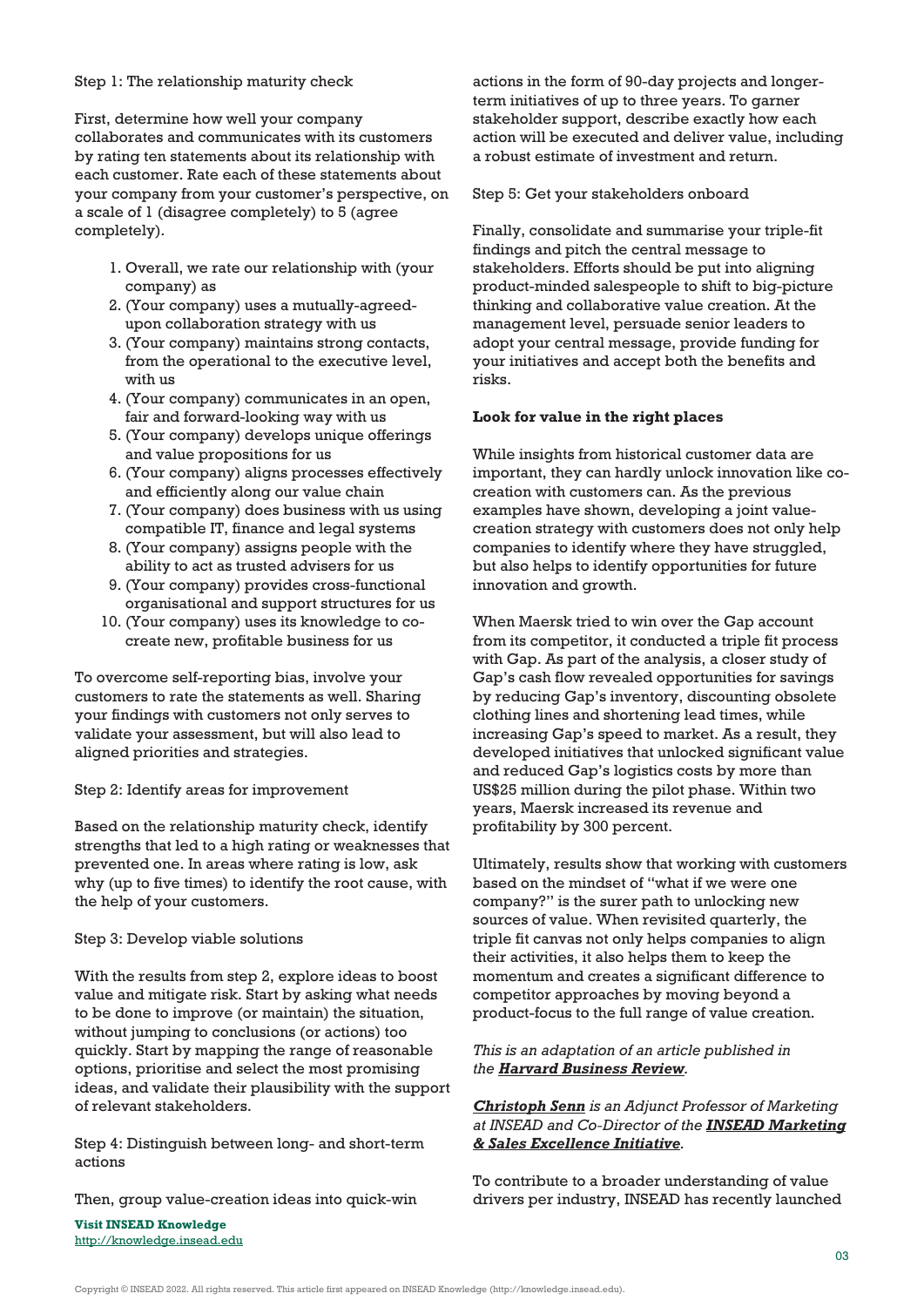Step 1: The relationship maturity check

First, determine how well your company collaborates and communicates with its customers by rating ten statements about its relationship with each customer. Rate each of these statements about your company from your customer's perspective, on a scale of 1 (disagree completely) to 5 (agree completely).

1. Overall, we rate our relationship with (your company) as
2. (Your company) uses a mutually-agreed-upon collaboration strategy with us
3. (Your company) maintains strong contacts, from the operational to the executive level, with us
4. (Your company) communicates in an open, fair and forward-looking way with us
5. (Your company) develops unique offerings and value propositions for us
6. (Your company) aligns processes effectively and efficiently along our value chain
7. (Your company) does business with us using compatible IT, finance and legal systems
8. (Your company) assigns people with the ability to act as trusted advisers for us
9. (Your company) provides cross-functional organisational and support structures for us
10. (Your company) uses its knowledge to co-create new, profitable business for us

To overcome self-reporting bias, involve your customers to rate the statements as well. Sharing your findings with customers not only serves to validate your assessment, but will also lead to aligned priorities and strategies.

Step 2: Identify areas for improvement

Based on the relationship maturity check, identify strengths that led to a high rating or weaknesses that prevented one. In areas where rating is low, ask why (up to five times) to identify the root cause, with the help of your customers.

Step 3: Develop viable solutions

With the results from step 2, explore ideas to boost value and mitigate risk. Start by asking what needs to be done to improve (or maintain) the situation, without jumping to conclusions (or actions) too quickly. Start by mapping the range of reasonable options, prioritise and select the most promising ideas, and validate their plausibility with the support of relevant stakeholders.

Step 4: Distinguish between long- and short-term actions

Then, group value-creation ideas into quick-win actions in the form of 90-day projects and longer-term initiatives of up to three years. To garner stakeholder support, describe exactly how each action will be executed and deliver value, including a robust estimate of investment and return.

Step 5: Get your stakeholders onboard

Finally, consolidate and summarise your triple-fit findings and pitch the central message to stakeholders. Efforts should be put into aligning product-minded salespeople to shift to big-picture thinking and collaborative value creation. At the management level, persuade senior leaders to adopt your central message, provide funding for your initiatives and accept both the benefits and risks.

**Look for value in the right places**

While insights from historical customer data are important, they can hardly unlock innovation like co-creation with customers can. As the previous examples have shown, developing a joint value-creation strategy with customers does not only help companies to identify where they have struggled, but also helps to identify opportunities for future innovation and growth.

When Maersk tried to win over the Gap account from its competitor, it conducted a triple fit process with Gap. As part of the analysis, a closer study of Gap's cash flow revealed opportunities for savings by reducing Gap's inventory, discounting obsolete clothing lines and shortening lead times, while increasing Gap's speed to market. As a result, they developed initiatives that unlocked significant value and reduced Gap's logistics costs by more than US$25 million during the pilot phase. Within two years, Maersk increased its revenue and profitability by 300 percent.

Ultimately, results show that working with customers based on the mindset of "what if we were one company?" is the surer path to unlocking new sources of value. When revisited quarterly, the triple fit canvas not only helps companies to align their activities, it also helps them to keep the momentum and creates a significant difference to competitor approaches by moving beyond a product-focus to the full range of value creation.

*This is an adaptation of an article published in the* ***Harvard Business Review****.*

***Christoph Senn*** *is an Adjunct Professor of Marketing at INSEAD and Co-Director of the* ***INSEAD Marketing & Sales Excellence Initiative****.*

To contribute to a broader understanding of value drivers per industry, INSEAD has recently launched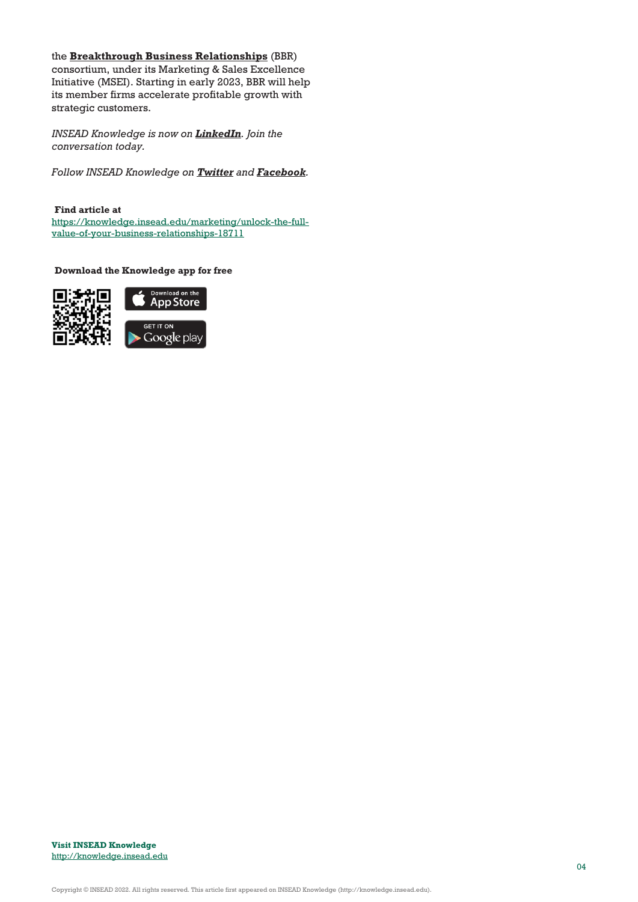the **Breakthrough Business Relationships** (BBR) consortium, under its Marketing & Sales Excellence Initiative (MSEI). Starting in early 2023, BBR will help its member firms accelerate profitable growth with strategic customers.

*INSEAD Knowledge is now on **LinkedIn**. Join the conversation today.*

*Follow INSEAD Knowledge on **Twitter** and **Facebook**.*

**Find article at**
https://knowledge.insead.edu/marketing/unlock-the-full-value-of-your-business-relationships-18711

**Download the Knowledge app for free**

**Visit INSEAD Knowledge**
http://knowledge.insead.edu

Copyright © INSEAD 2022. All rights reserved. This article first appeared on INSEAD Knowledge (http://knowledge.insead.edu).